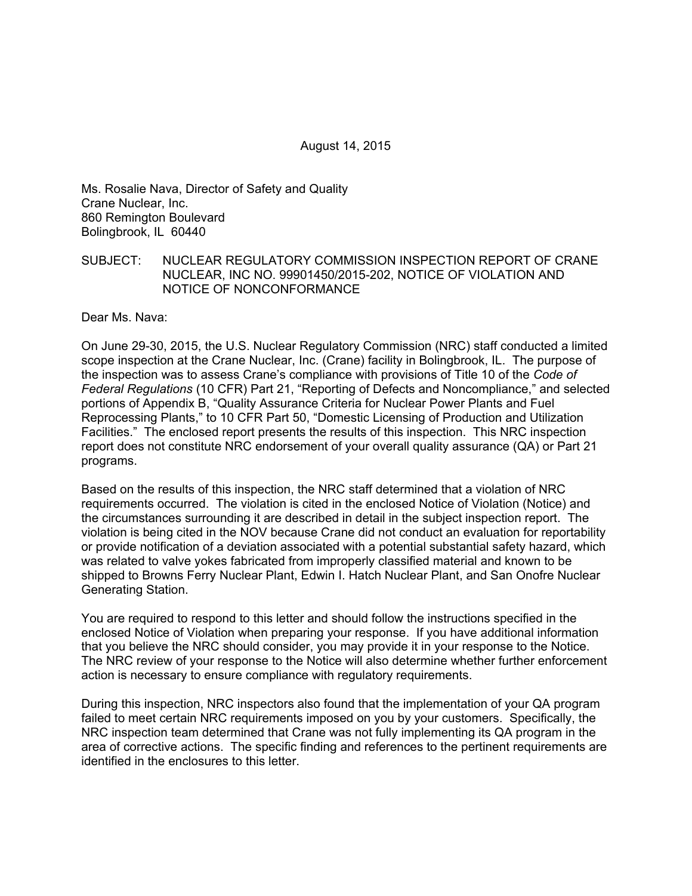August 14, 2015

Ms. Rosalie Nava, Director of Safety and Quality
Crane Nuclear, Inc.
860 Remington Boulevard
Bolingbrook, IL 60440

SUBJECT: NUCLEAR REGULATORY COMMISSION INSPECTION REPORT OF CRANE NUCLEAR, INC NO. 99901450/2015-202, NOTICE OF VIOLATION AND NOTICE OF NONCONFORMANCE

Dear Ms. Nava:

On June 29-30, 2015, the U.S. Nuclear Regulatory Commission (NRC) staff conducted a limited scope inspection at the Crane Nuclear, Inc. (Crane) facility in Bolingbrook, IL. The purpose of the inspection was to assess Crane's compliance with provisions of Title 10 of the *Code of Federal Regulations* (10 CFR) Part 21, "Reporting of Defects and Noncompliance," and selected portions of Appendix B, "Quality Assurance Criteria for Nuclear Power Plants and Fuel Reprocessing Plants," to 10 CFR Part 50, "Domestic Licensing of Production and Utilization Facilities." The enclosed report presents the results of this inspection. This NRC inspection report does not constitute NRC endorsement of your overall quality assurance (QA) or Part 21 programs.

Based on the results of this inspection, the NRC staff determined that a violation of NRC requirements occurred. The violation is cited in the enclosed Notice of Violation (Notice) and the circumstances surrounding it are described in detail in the subject inspection report. The violation is being cited in the NOV because Crane did not conduct an evaluation for reportability or provide notification of a deviation associated with a potential substantial safety hazard, which was related to valve yokes fabricated from improperly classified material and known to be shipped to Browns Ferry Nuclear Plant, Edwin I. Hatch Nuclear Plant, and San Onofre Nuclear Generating Station.

You are required to respond to this letter and should follow the instructions specified in the enclosed Notice of Violation when preparing your response. If you have additional information that you believe the NRC should consider, you may provide it in your response to the Notice. The NRC review of your response to the Notice will also determine whether further enforcement action is necessary to ensure compliance with regulatory requirements.

During this inspection, NRC inspectors also found that the implementation of your QA program failed to meet certain NRC requirements imposed on you by your customers. Specifically, the NRC inspection team determined that Crane was not fully implementing its QA program in the area of corrective actions. The specific finding and references to the pertinent requirements are identified in the enclosures to this letter.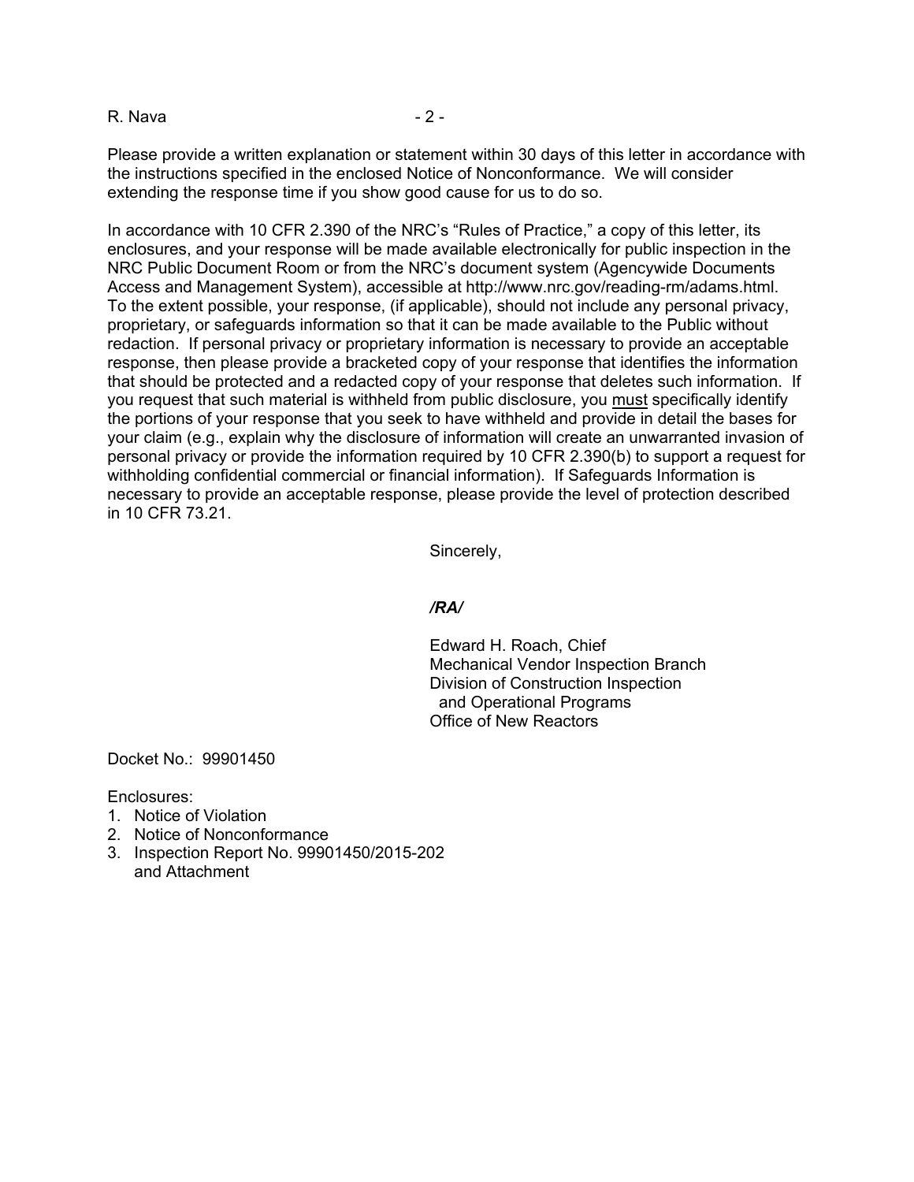Please provide a written explanation or statement within 30 days of this letter in accordance with the instructions specified in the enclosed Notice of Nonconformance. We will consider extending the response time if you show good cause for us to do so.

In accordance with 10 CFR 2.390 of the NRC's "Rules of Practice," a copy of this letter, its enclosures, and your response will be made available electronically for public inspection in the NRC Public Document Room or from the NRC's document system (Agencywide Documents Access and Management System), accessible at http://www.nrc.gov/reading-rm/adams.html. To the extent possible, your response, (if applicable), should not include any personal privacy, proprietary, or safeguards information so that it can be made available to the Public without redaction. If personal privacy or proprietary information is necessary to provide an acceptable response, then please provide a bracketed copy of your response that identifies the information that should be protected and a redacted copy of your response that deletes such information. If you request that such material is withheld from public disclosure, you must specifically identify the portions of your response that you seek to have withheld and provide in detail the bases for your claim (e.g., explain why the disclosure of information will create an unwarranted invasion of personal privacy or provide the information required by 10 CFR 2.390(b) to support a request for withholding confidential commercial or financial information). If Safeguards Information is necessary to provide an acceptable response, please provide the level of protection described in 10 CFR 73.21.

Sincerely,

*/RA/*

Edward H. Roach, Chief
Mechanical Vendor Inspection Branch
Division of Construction Inspection
and Operational Programs
Office of New Reactors

Docket No.: 99901450

Enclosures:
1. Notice of Violation
2. Notice of Nonconformance
3. Inspection Report No. 99901450/2015-202 and Attachment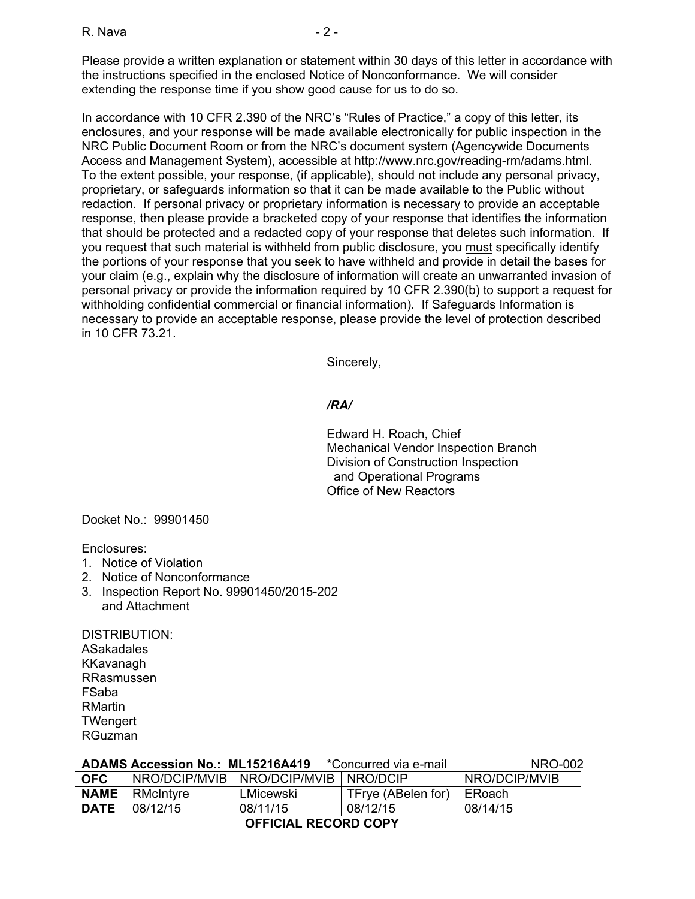Please provide a written explanation or statement within 30 days of this letter in accordance with the instructions specified in the enclosed Notice of Nonconformance. We will consider extending the response time if you show good cause for us to do so.

In accordance with 10 CFR 2.390 of the NRC's "Rules of Practice," a copy of this letter, its enclosures, and your response will be made available electronically for public inspection in the NRC Public Document Room or from the NRC's document system (Agencywide Documents Access and Management System), accessible at http://www.nrc.gov/reading-rm/adams.html. To the extent possible, your response, (if applicable), should not include any personal privacy, proprietary, or safeguards information so that it can be made available to the Public without redaction. If personal privacy or proprietary information is necessary to provide an acceptable response, then please provide a bracketed copy of your response that identifies the information that should be protected and a redacted copy of your response that deletes such information. If you request that such material is withheld from public disclosure, you must specifically identify the portions of your response that you seek to have withheld and provide in detail the bases for your claim (e.g., explain why the disclosure of information will create an unwarranted invasion of personal privacy or provide the information required by 10 CFR 2.390(b) to support a request for withholding confidential commercial or financial information). If Safeguards Information is necessary to provide an acceptable response, please provide the level of protection described in 10 CFR 73.21.

Sincerely,

*/RA/*

Edward H. Roach, Chief
Mechanical Vendor Inspection Branch
Division of Construction Inspection
and Operational Programs
Office of New Reactors

Docket No.: 99901450

Enclosures:
1. Notice of Violation
2. Notice of Nonconformance
3. Inspection Report No. 99901450/2015-202 and Attachment

DISTRIBUTION:
ASakadales
KKavanagh
RRasmussen
FSaba
RMartin
TWengert
RGuzman

**ADAMS Accession No.: ML15216A419** *Concurred via e-mail NRO-002

| **OFC** | NRO/DCIP/MVIB | NRO/DCIP/MVIB | NRO/DCIP | NRO/DCIP/MVIB |
|---|---|---|---|---|
| **NAME** | RMcIntyre | LMicewski | TFrye (ABelen for) | ERoach |
| **DATE** | 08/12/15 | 08/11/15 | 08/12/15 | 08/14/15 |

**OFFICIAL RECORD COPY**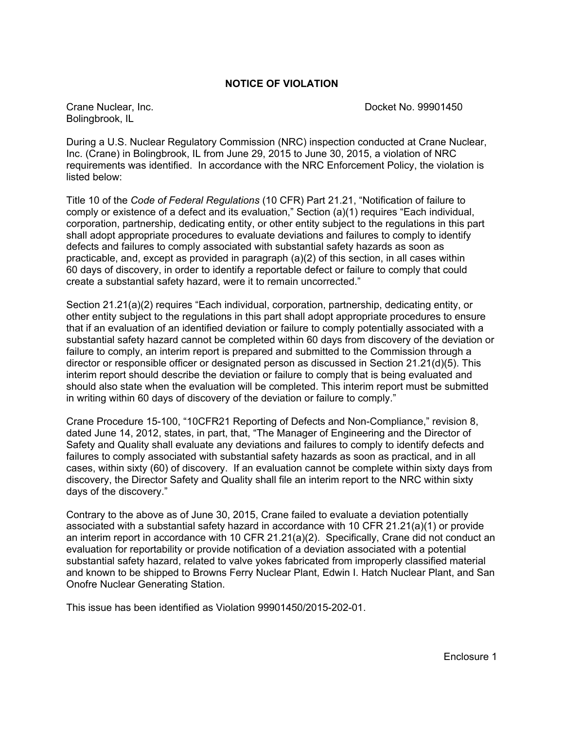# NOTICE OF VIOLATION

Crane Nuclear, Inc.
Bolingbrook, IL

Docket No. 99901450

During a U.S. Nuclear Regulatory Commission (NRC) inspection conducted at Crane Nuclear, Inc. (Crane) in Bolingbrook, IL from June 29, 2015 to June 30, 2015, a violation of NRC requirements was identified. In accordance with the NRC Enforcement Policy, the violation is listed below:

Title 10 of the *Code of Federal Regulations* (10 CFR) Part 21.21, "Notification of failure to comply or existence of a defect and its evaluation," Section (a)(1) requires "Each individual, corporation, partnership, dedicating entity, or other entity subject to the regulations in this part shall adopt appropriate procedures to evaluate deviations and failures to comply to identify defects and failures to comply associated with substantial safety hazards as soon as practicable, and, except as provided in paragraph (a)(2) of this section, in all cases within 60 days of discovery, in order to identify a reportable defect or failure to comply that could create a substantial safety hazard, were it to remain uncorrected."

Section 21.21(a)(2) requires "Each individual, corporation, partnership, dedicating entity, or other entity subject to the regulations in this part shall adopt appropriate procedures to ensure that if an evaluation of an identified deviation or failure to comply potentially associated with a substantial safety hazard cannot be completed within 60 days from discovery of the deviation or failure to comply, an interim report is prepared and submitted to the Commission through a director or responsible officer or designated person as discussed in Section 21.21(d)(5). This interim report should describe the deviation or failure to comply that is being evaluated and should also state when the evaluation will be completed. This interim report must be submitted in writing within 60 days of discovery of the deviation or failure to comply."

Crane Procedure 15-100, "10CFR21 Reporting of Defects and Non-Compliance," revision 8, dated June 14, 2012, states, in part, that, "The Manager of Engineering and the Director of Safety and Quality shall evaluate any deviations and failures to comply to identify defects and failures to comply associated with substantial safety hazards as soon as practical, and in all cases, within sixty (60) of discovery. If an evaluation cannot be complete within sixty days from discovery, the Director Safety and Quality shall file an interim report to the NRC within sixty days of the discovery."

Contrary to the above as of June 30, 2015, Crane failed to evaluate a deviation potentially associated with a substantial safety hazard in accordance with 10 CFR 21.21(a)(1) or provide an interim report in accordance with 10 CFR 21.21(a)(2). Specifically, Crane did not conduct an evaluation for reportability or provide notification of a deviation associated with a potential substantial safety hazard, related to valve yokes fabricated from improperly classified material and known to be shipped to Browns Ferry Nuclear Plant, Edwin I. Hatch Nuclear Plant, and San Onofre Nuclear Generating Station.

This issue has been identified as Violation 99901450/2015-202-01.

Enclosure 1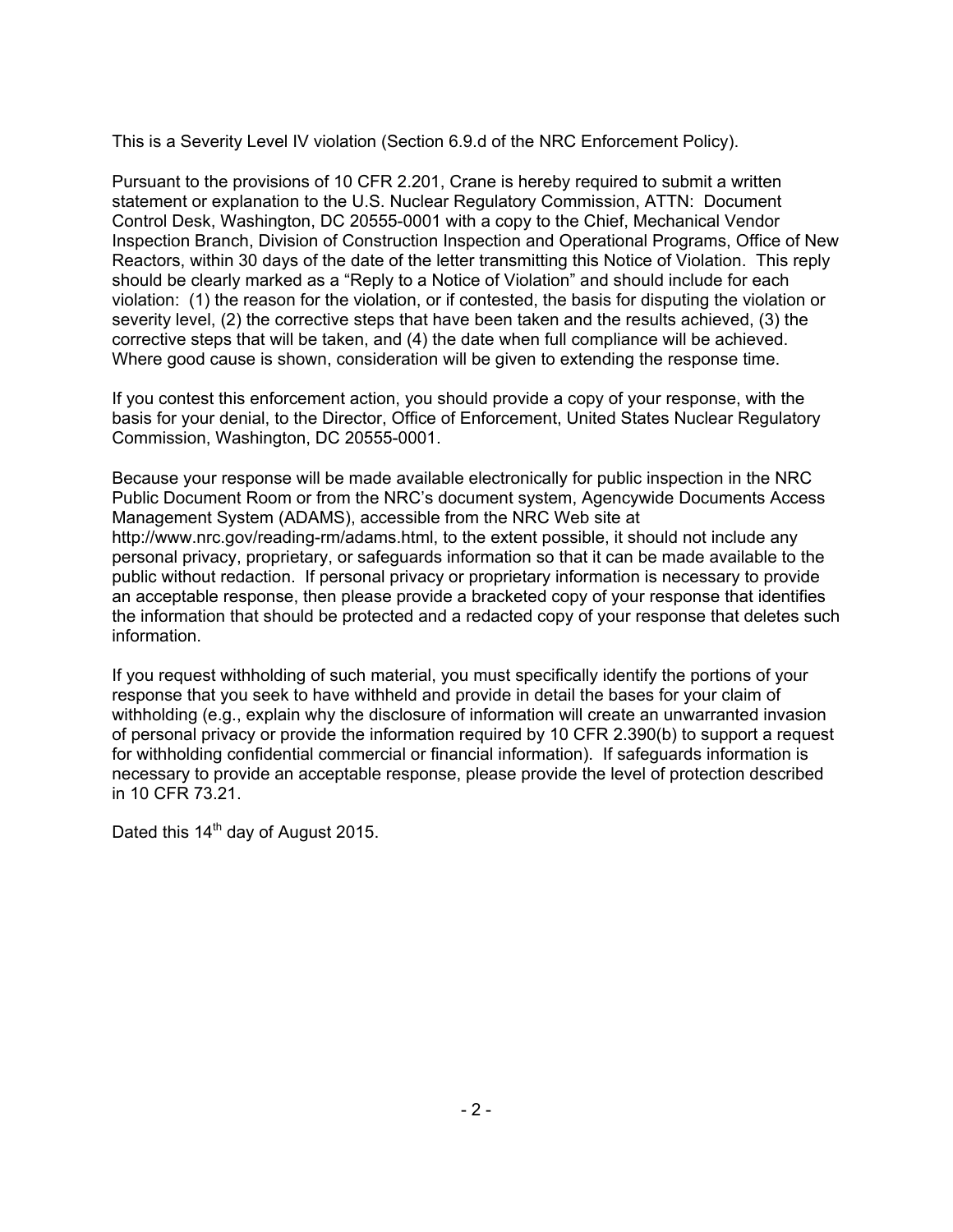This is a Severity Level IV violation (Section 6.9.d of the NRC Enforcement Policy).

Pursuant to the provisions of 10 CFR 2.201, Crane is hereby required to submit a written statement or explanation to the U.S. Nuclear Regulatory Commission, ATTN: Document Control Desk, Washington, DC 20555-0001 with a copy to the Chief, Mechanical Vendor Inspection Branch, Division of Construction Inspection and Operational Programs, Office of New Reactors, within 30 days of the date of the letter transmitting this Notice of Violation. This reply should be clearly marked as a "Reply to a Notice of Violation" and should include for each violation: (1) the reason for the violation, or if contested, the basis for disputing the violation or severity level, (2) the corrective steps that have been taken and the results achieved, (3) the corrective steps that will be taken, and (4) the date when full compliance will be achieved. Where good cause is shown, consideration will be given to extending the response time.

If you contest this enforcement action, you should provide a copy of your response, with the basis for your denial, to the Director, Office of Enforcement, United States Nuclear Regulatory Commission, Washington, DC 20555-0001.

Because your response will be made available electronically for public inspection in the NRC Public Document Room or from the NRC's document system, Agencywide Documents Access Management System (ADAMS), accessible from the NRC Web site at http://www.nrc.gov/reading-rm/adams.html, to the extent possible, it should not include any personal privacy, proprietary, or safeguards information so that it can be made available to the public without redaction. If personal privacy or proprietary information is necessary to provide an acceptable response, then please provide a bracketed copy of your response that identifies the information that should be protected and a redacted copy of your response that deletes such information.

If you request withholding of such material, you must specifically identify the portions of your response that you seek to have withheld and provide in detail the bases for your claim of withholding (e.g., explain why the disclosure of information will create an unwarranted invasion of personal privacy or provide the information required by 10 CFR 2.390(b) to support a request for withholding confidential commercial or financial information). If safeguards information is necessary to provide an acceptable response, please provide the level of protection described in 10 CFR 73.21.

Dated this 14th day of August 2015.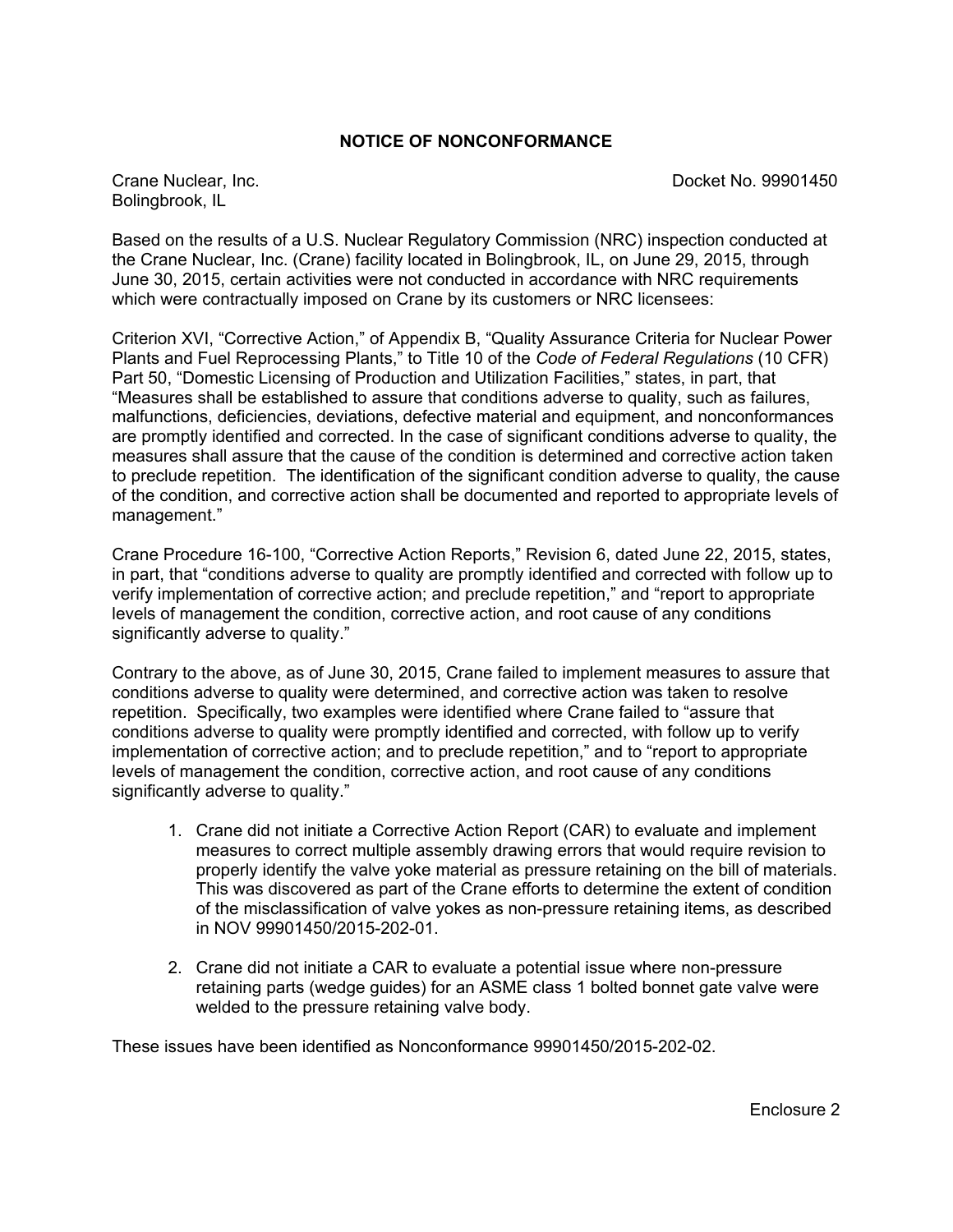## NOTICE OF NONCONFORMANCE

Crane Nuclear, Inc.
Bolingbrook, IL

Docket No. 99901450

Based on the results of a U.S. Nuclear Regulatory Commission (NRC) inspection conducted at the Crane Nuclear, Inc. (Crane) facility located in Bolingbrook, IL, on June 29, 2015, through June 30, 2015, certain activities were not conducted in accordance with NRC requirements which were contractually imposed on Crane by its customers or NRC licensees:

Criterion XVI, "Corrective Action," of Appendix B, "Quality Assurance Criteria for Nuclear Power Plants and Fuel Reprocessing Plants," to Title 10 of the *Code of Federal Regulations* (10 CFR) Part 50, "Domestic Licensing of Production and Utilization Facilities," states, in part, that "Measures shall be established to assure that conditions adverse to quality, such as failures, malfunctions, deficiencies, deviations, defective material and equipment, and nonconformances are promptly identified and corrected. In the case of significant conditions adverse to quality, the measures shall assure that the cause of the condition is determined and corrective action taken to preclude repetition. The identification of the significant condition adverse to quality, the cause of the condition, and corrective action shall be documented and reported to appropriate levels of management."

Crane Procedure 16-100, "Corrective Action Reports," Revision 6, dated June 22, 2015, states, in part, that "conditions adverse to quality are promptly identified and corrected with follow up to verify implementation of corrective action; and preclude repetition," and "report to appropriate levels of management the condition, corrective action, and root cause of any conditions significantly adverse to quality."

Contrary to the above, as of June 30, 2015, Crane failed to implement measures to assure that conditions adverse to quality were determined, and corrective action was taken to resolve repetition. Specifically, two examples were identified where Crane failed to "assure that conditions adverse to quality were promptly identified and corrected, with follow up to verify implementation of corrective action; and to preclude repetition," and to "report to appropriate levels of management the condition, corrective action, and root cause of any conditions significantly adverse to quality."

1. Crane did not initiate a Corrective Action Report (CAR) to evaluate and implement measures to correct multiple assembly drawing errors that would require revision to properly identify the valve yoke material as pressure retaining on the bill of materials. This was discovered as part of the Crane efforts to determine the extent of condition of the misclassification of valve yokes as non-pressure retaining items, as described in NOV 99901450/2015-202-01.

2. Crane did not initiate a CAR to evaluate a potential issue where non-pressure retaining parts (wedge guides) for an ASME class 1 bolted bonnet gate valve were welded to the pressure retaining valve body.

These issues have been identified as Nonconformance 99901450/2015-202-02.

Enclosure 2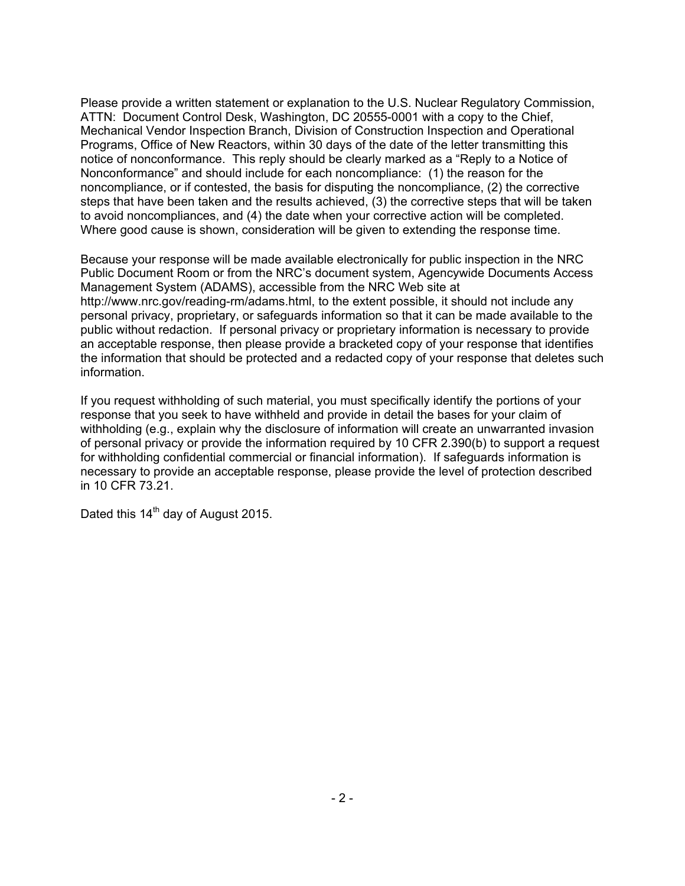Please provide a written statement or explanation to the U.S. Nuclear Regulatory Commission, ATTN: Document Control Desk, Washington, DC 20555-0001 with a copy to the Chief, Mechanical Vendor Inspection Branch, Division of Construction Inspection and Operational Programs, Office of New Reactors, within 30 days of the date of the letter transmitting this notice of nonconformance. This reply should be clearly marked as a "Reply to a Notice of Nonconformance" and should include for each noncompliance: (1) the reason for the noncompliance, or if contested, the basis for disputing the noncompliance, (2) the corrective steps that have been taken and the results achieved, (3) the corrective steps that will be taken to avoid noncompliances, and (4) the date when your corrective action will be completed. Where good cause is shown, consideration will be given to extending the response time.

Because your response will be made available electronically for public inspection in the NRC Public Document Room or from the NRC's document system, Agencywide Documents Access Management System (ADAMS), accessible from the NRC Web site at http://www.nrc.gov/reading-rm/adams.html, to the extent possible, it should not include any personal privacy, proprietary, or safeguards information so that it can be made available to the public without redaction. If personal privacy or proprietary information is necessary to provide an acceptable response, then please provide a bracketed copy of your response that identifies the information that should be protected and a redacted copy of your response that deletes such information.

If you request withholding of such material, you must specifically identify the portions of your response that you seek to have withheld and provide in detail the bases for your claim of withholding (e.g., explain why the disclosure of information will create an unwarranted invasion of personal privacy or provide the information required by 10 CFR 2.390(b) to support a request for withholding confidential commercial or financial information). If safeguards information is necessary to provide an acceptable response, please provide the level of protection described in 10 CFR 73.21.

Dated this 14th day of August 2015.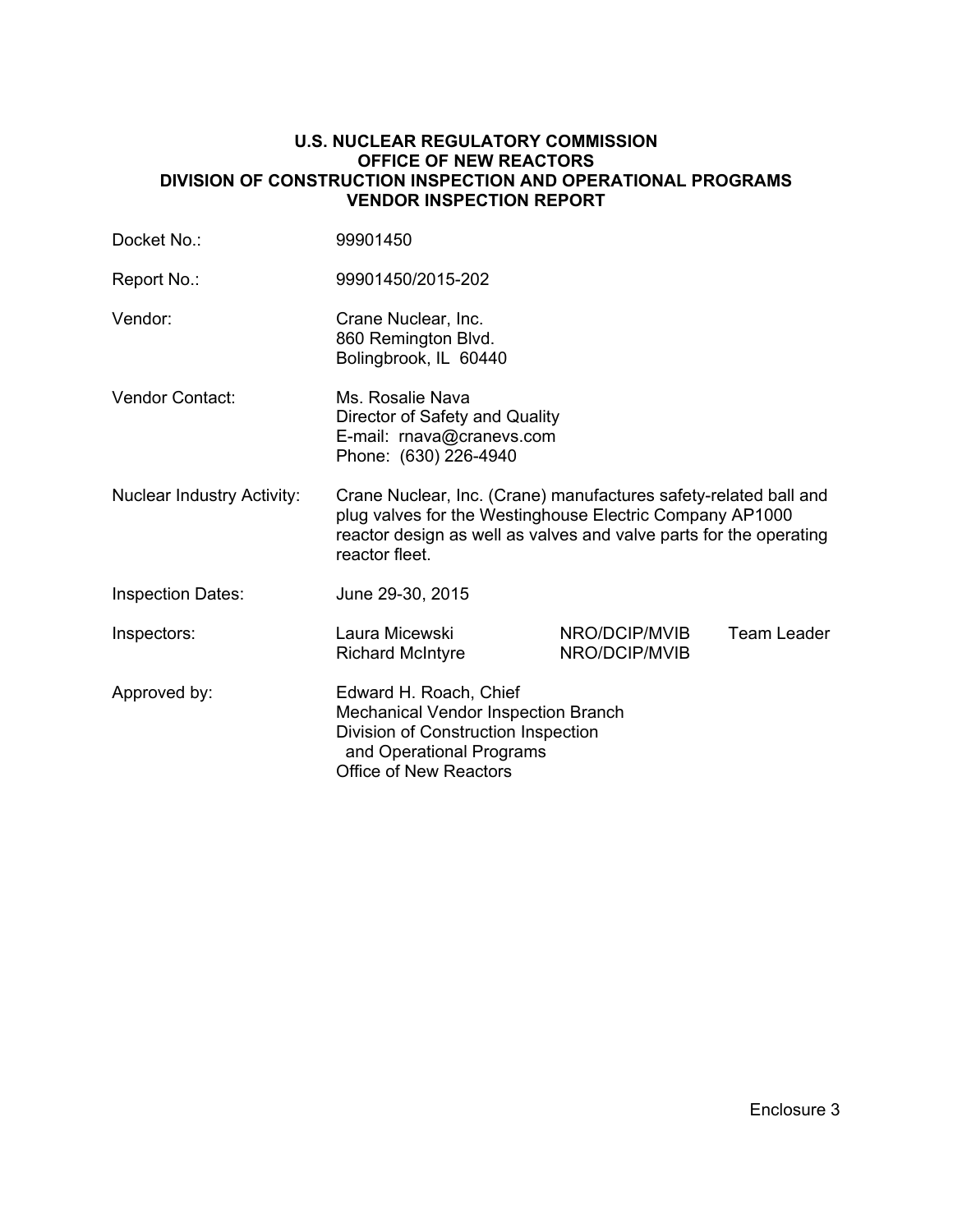**U.S. NUCLEAR REGULATORY COMMISSION**
**OFFICE OF NEW REACTORS**
**DIVISION OF CONSTRUCTION INSPECTION AND OPERATIONAL PROGRAMS**
**VENDOR INSPECTION REPORT**

| | | | |
|---|---|---|---|
| Docket No.: | 99901450 | | |
| Report No.: | 99901450/2015-202 | | |
| Vendor: | Crane Nuclear, Inc.<br>860 Remington Blvd.<br>Bolingbrook, IL 60440 | | |
| Vendor Contact: | Ms. Rosalie Nava<br>Director of Safety and Quality<br>E-mail: rnava@cranevs.com<br>Phone: (630) 226-4940 | | |
| Nuclear Industry Activity: | Crane Nuclear, Inc. (Crane) manufactures safety-related ball and plug valves for the Westinghouse Electric Company AP1000 reactor design as well as valves and valve parts for the operating reactor fleet. | | |
| Inspection Dates: | June 29-30, 2015 | | |
| Inspectors: | Laura Micewski | NRO/DCIP/MVIB | Team Leader |
| | Richard McIntyre | NRO/DCIP/MVIB | |
| Approved by: | Edward H. Roach, Chief<br>Mechanical Vendor Inspection Branch<br>Division of Construction Inspection and Operational Programs<br>Office of New Reactors | | |

Enclosure 3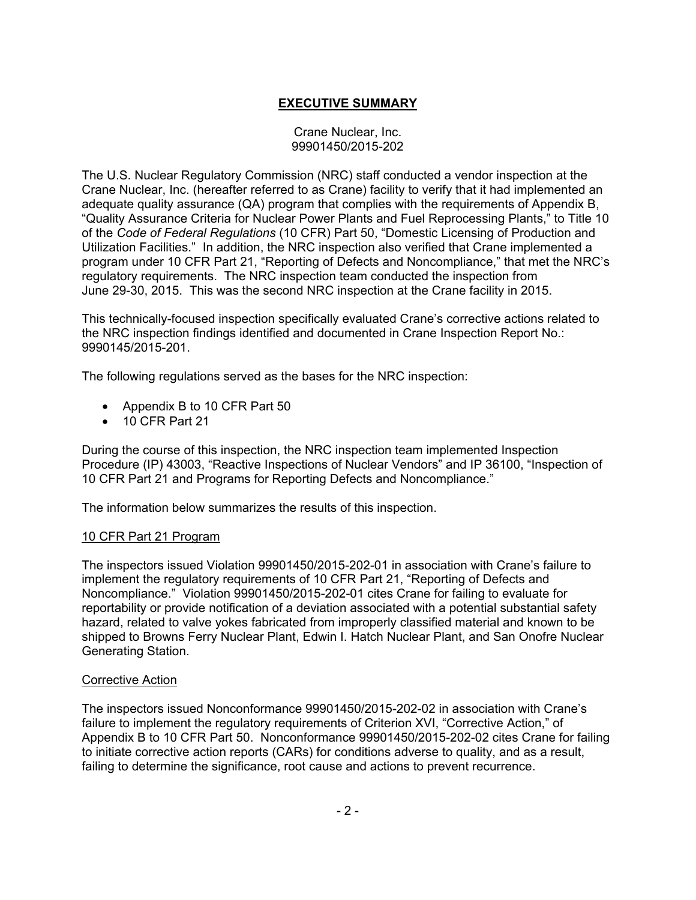# EXECUTIVE SUMMARY

Crane Nuclear, Inc.
99901450/2015-202

The U.S. Nuclear Regulatory Commission (NRC) staff conducted a vendor inspection at the Crane Nuclear, Inc. (hereafter referred to as Crane) facility to verify that it had implemented an adequate quality assurance (QA) program that complies with the requirements of Appendix B, "Quality Assurance Criteria for Nuclear Power Plants and Fuel Reprocessing Plants," to Title 10 of the *Code of Federal Regulations* (10 CFR) Part 50, "Domestic Licensing of Production and Utilization Facilities." In addition, the NRC inspection also verified that Crane implemented a program under 10 CFR Part 21, "Reporting of Defects and Noncompliance," that met the NRC's regulatory requirements. The NRC inspection team conducted the inspection from June 29-30, 2015. This was the second NRC inspection at the Crane facility in 2015.

This technically-focused inspection specifically evaluated Crane's corrective actions related to the NRC inspection findings identified and documented in Crane Inspection Report No.: 9990145/2015-201.

The following regulations served as the bases for the NRC inspection:

- Appendix B to 10 CFR Part 50
- 10 CFR Part 21

During the course of this inspection, the NRC inspection team implemented Inspection Procedure (IP) 43003, "Reactive Inspections of Nuclear Vendors" and IP 36100, "Inspection of 10 CFR Part 21 and Programs for Reporting Defects and Noncompliance."

The information below summarizes the results of this inspection.

## 10 CFR Part 21 Program

The inspectors issued Violation 99901450/2015-202-01 in association with Crane's failure to implement the regulatory requirements of 10 CFR Part 21, "Reporting of Defects and Noncompliance." Violation 99901450/2015-202-01 cites Crane for failing to evaluate for reportability or provide notification of a deviation associated with a potential substantial safety hazard, related to valve yokes fabricated from improperly classified material and known to be shipped to Browns Ferry Nuclear Plant, Edwin I. Hatch Nuclear Plant, and San Onofre Nuclear Generating Station.

## Corrective Action

The inspectors issued Nonconformance 99901450/2015-202-02 in association with Crane's failure to implement the regulatory requirements of Criterion XVI, "Corrective Action," of Appendix B to 10 CFR Part 50. Nonconformance 99901450/2015-202-02 cites Crane for failing to initiate corrective action reports (CARs) for conditions adverse to quality, and as a result, failing to determine the significance, root cause and actions to prevent recurrence.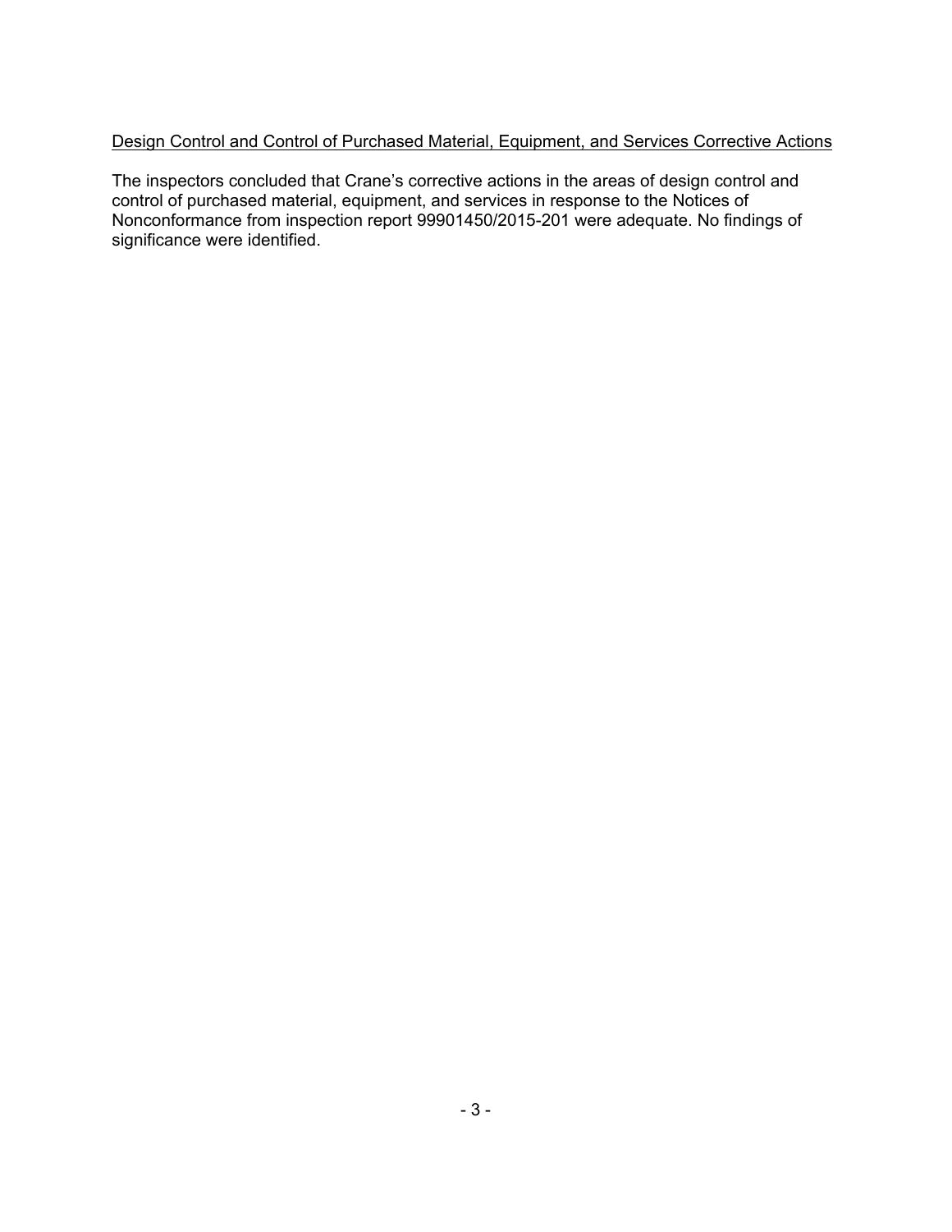<u>Design Control and Control of Purchased Material, Equipment, and Services Corrective Actions</u>

The inspectors concluded that Crane's corrective actions in the areas of design control and control of purchased material, equipment, and services in response to the Notices of Nonconformance from inspection report 99901450/2015-201 were adequate. No findings of significance were identified.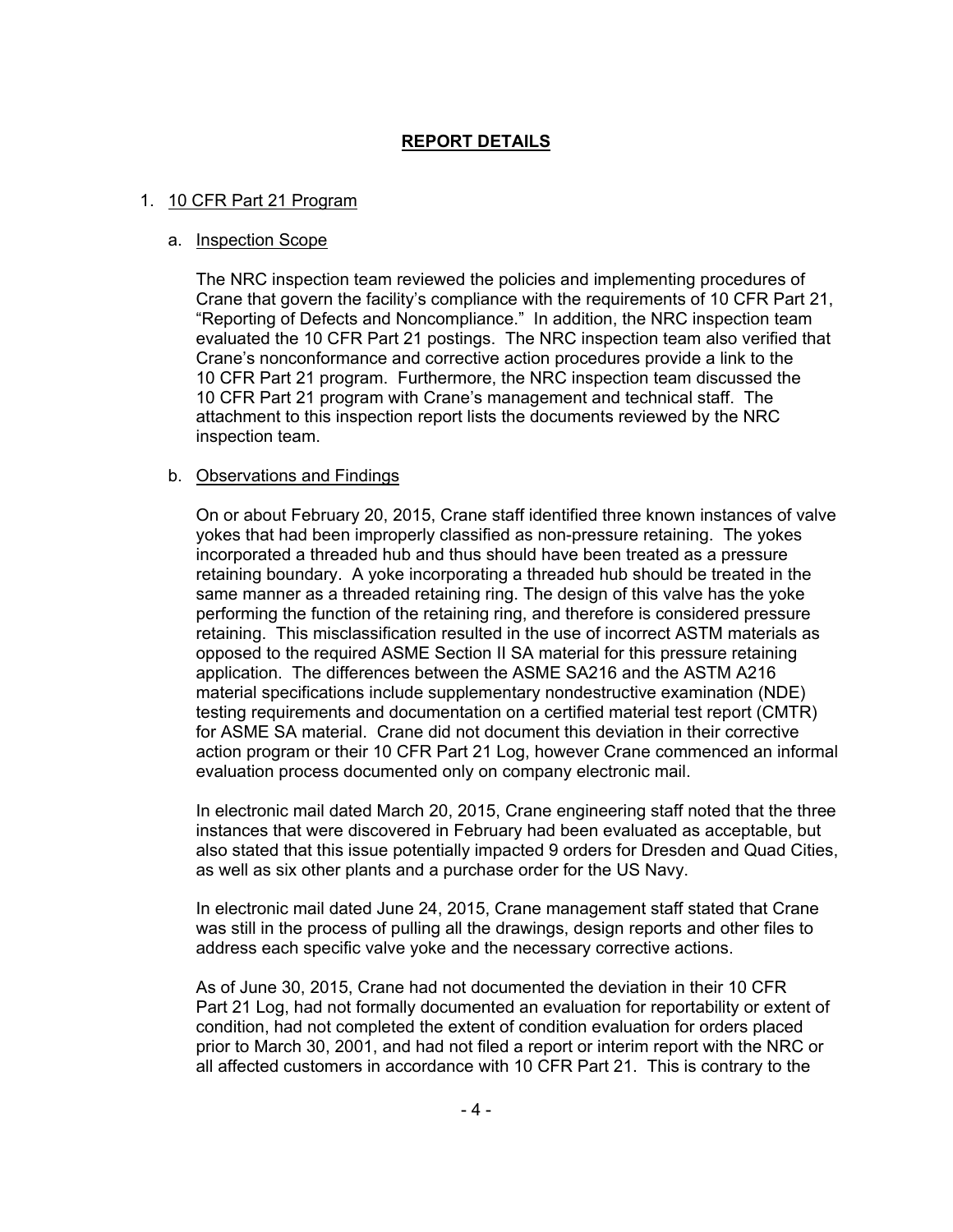# **REPORT DETAILS**

1. 10 CFR Part 21 Program

   a. Inspection Scope

   The NRC inspection team reviewed the policies and implementing procedures of Crane that govern the facility's compliance with the requirements of 10 CFR Part 21, "Reporting of Defects and Noncompliance." In addition, the NRC inspection team evaluated the 10 CFR Part 21 postings. The NRC inspection team also verified that Crane's nonconformance and corrective action procedures provide a link to the 10 CFR Part 21 program. Furthermore, the NRC inspection team discussed the 10 CFR Part 21 program with Crane's management and technical staff. The attachment to this inspection report lists the documents reviewed by the NRC inspection team.

   b. Observations and Findings

   On or about February 20, 2015, Crane staff identified three known instances of valve yokes that had been improperly classified as non-pressure retaining. The yokes incorporated a threaded hub and thus should have been treated as a pressure retaining boundary. A yoke incorporating a threaded hub should be treated in the same manner as a threaded retaining ring. The design of this valve has the yoke performing the function of the retaining ring, and therefore is considered pressure retaining. This misclassification resulted in the use of incorrect ASTM materials as opposed to the required ASME Section II SA material for this pressure retaining application. The differences between the ASME SA216 and the ASTM A216 material specifications include supplementary nondestructive examination (NDE) testing requirements and documentation on a certified material test report (CMTR) for ASME SA material. Crane did not document this deviation in their corrective action program or their 10 CFR Part 21 Log, however Crane commenced an informal evaluation process documented only on company electronic mail.

   In electronic mail dated March 20, 2015, Crane engineering staff noted that the three instances that were discovered in February had been evaluated as acceptable, but also stated that this issue potentially impacted 9 orders for Dresden and Quad Cities, as well as six other plants and a purchase order for the US Navy.

   In electronic mail dated June 24, 2015, Crane management staff stated that Crane was still in the process of pulling all the drawings, design reports and other files to address each specific valve yoke and the necessary corrective actions.

   As of June 30, 2015, Crane had not documented the deviation in their 10 CFR Part 21 Log, had not formally documented an evaluation for reportability or extent of condition, had not completed the extent of condition evaluation for orders placed prior to March 30, 2001, and had not filed a report or interim report with the NRC or all affected customers in accordance with 10 CFR Part 21. This is contrary to the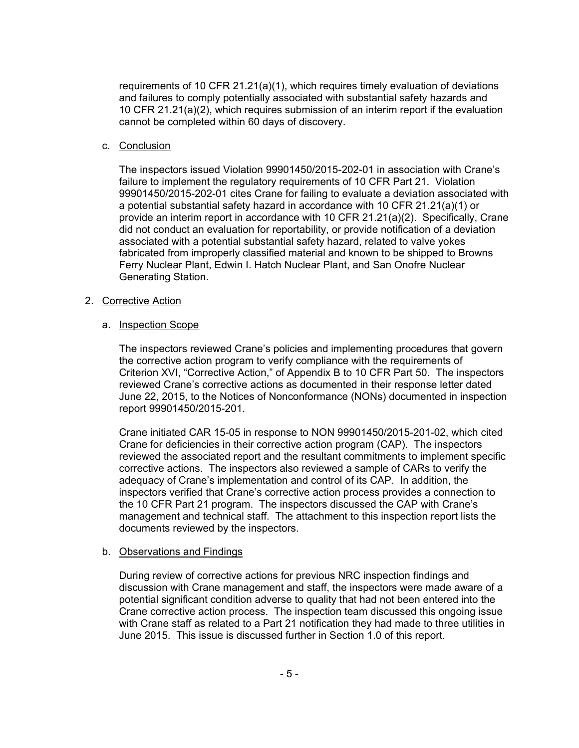requirements of 10 CFR 21.21(a)(1), which requires timely evaluation of deviations and failures to comply potentially associated with substantial safety hazards and 10 CFR 21.21(a)(2), which requires submission of an interim report if the evaluation cannot be completed within 60 days of discovery.

c. Conclusion

The inspectors issued Violation 99901450/2015-202-01 in association with Crane's failure to implement the regulatory requirements of 10 CFR Part 21. Violation 99901450/2015-202-01 cites Crane for failing to evaluate a deviation associated with a potential substantial safety hazard in accordance with 10 CFR 21.21(a)(1) or provide an interim report in accordance with 10 CFR 21.21(a)(2). Specifically, Crane did not conduct an evaluation for reportability, or provide notification of a deviation associated with a potential substantial safety hazard, related to valve yokes fabricated from improperly classified material and known to be shipped to Browns Ferry Nuclear Plant, Edwin I. Hatch Nuclear Plant, and San Onofre Nuclear Generating Station.

2. Corrective Action

a. Inspection Scope

The inspectors reviewed Crane's policies and implementing procedures that govern the corrective action program to verify compliance with the requirements of Criterion XVI, "Corrective Action," of Appendix B to 10 CFR Part 50. The inspectors reviewed Crane's corrective actions as documented in their response letter dated June 22, 2015, to the Notices of Nonconformance (NONs) documented in inspection report 99901450/2015-201.

Crane initiated CAR 15-05 in response to NON 99901450/2015-201-02, which cited Crane for deficiencies in their corrective action program (CAP). The inspectors reviewed the associated report and the resultant commitments to implement specific corrective actions. The inspectors also reviewed a sample of CARs to verify the adequacy of Crane's implementation and control of its CAP. In addition, the inspectors verified that Crane's corrective action process provides a connection to the 10 CFR Part 21 program. The inspectors discussed the CAP with Crane's management and technical staff. The attachment to this inspection report lists the documents reviewed by the inspectors.

b. Observations and Findings

During review of corrective actions for previous NRC inspection findings and discussion with Crane management and staff, the inspectors were made aware of a potential significant condition adverse to quality that had not been entered into the Crane corrective action process. The inspection team discussed this ongoing issue with Crane staff as related to a Part 21 notification they had made to three utilities in June 2015. This issue is discussed further in Section 1.0 of this report.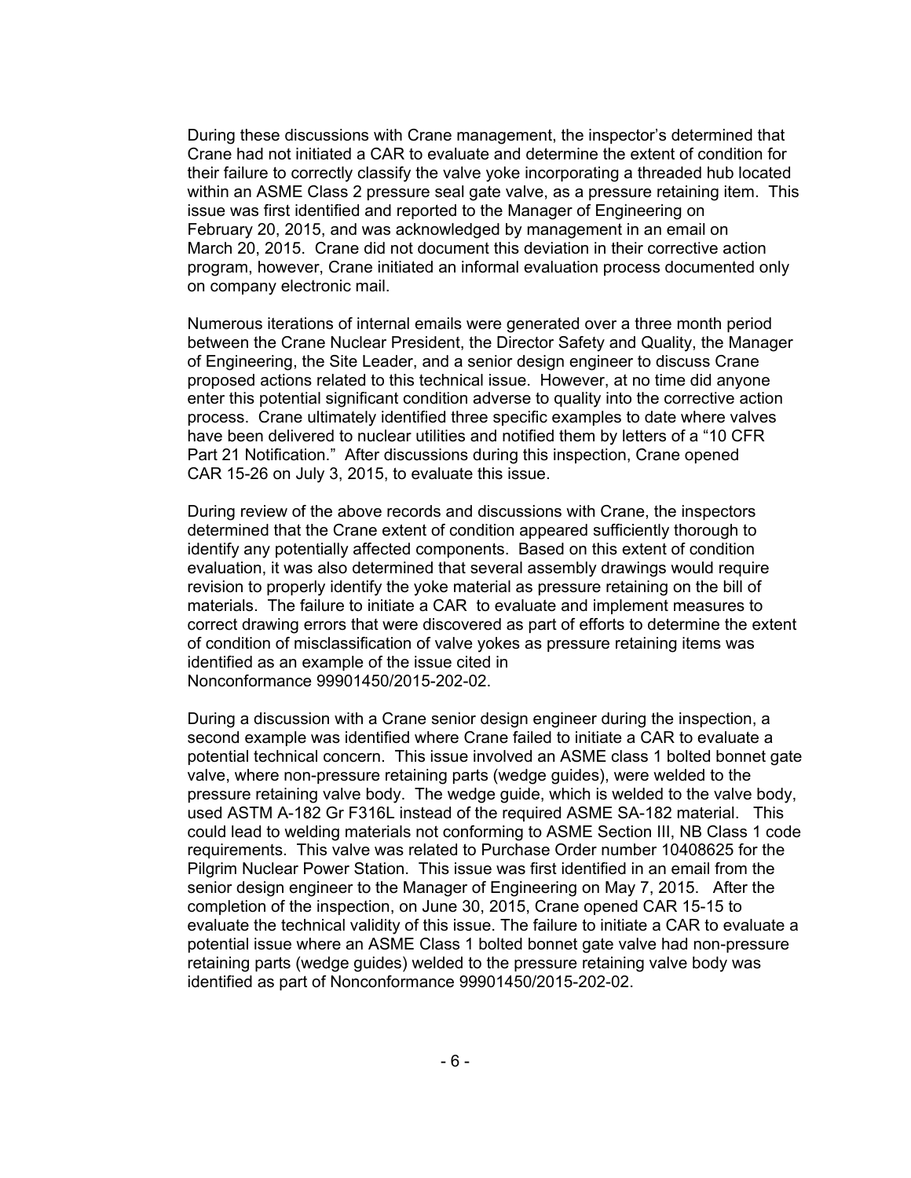During these discussions with Crane management, the inspector's determined that Crane had not initiated a CAR to evaluate and determine the extent of condition for their failure to correctly classify the valve yoke incorporating a threaded hub located within an ASME Class 2 pressure seal gate valve, as a pressure retaining item. This issue was first identified and reported to the Manager of Engineering on February 20, 2015, and was acknowledged by management in an email on March 20, 2015. Crane did not document this deviation in their corrective action program, however, Crane initiated an informal evaluation process documented only on company electronic mail.

Numerous iterations of internal emails were generated over a three month period between the Crane Nuclear President, the Director Safety and Quality, the Manager of Engineering, the Site Leader, and a senior design engineer to discuss Crane proposed actions related to this technical issue. However, at no time did anyone enter this potential significant condition adverse to quality into the corrective action process. Crane ultimately identified three specific examples to date where valves have been delivered to nuclear utilities and notified them by letters of a "10 CFR Part 21 Notification." After discussions during this inspection, Crane opened CAR 15-26 on July 3, 2015, to evaluate this issue.

During review of the above records and discussions with Crane, the inspectors determined that the Crane extent of condition appeared sufficiently thorough to identify any potentially affected components. Based on this extent of condition evaluation, it was also determined that several assembly drawings would require revision to properly identify the yoke material as pressure retaining on the bill of materials. The failure to initiate a CAR to evaluate and implement measures to correct drawing errors that were discovered as part of efforts to determine the extent of condition of misclassification of valve yokes as pressure retaining items was identified as an example of the issue cited in Nonconformance 99901450/2015-202-02.

During a discussion with a Crane senior design engineer during the inspection, a second example was identified where Crane failed to initiate a CAR to evaluate a potential technical concern. This issue involved an ASME class 1 bolted bonnet gate valve, where non-pressure retaining parts (wedge guides), were welded to the pressure retaining valve body. The wedge guide, which is welded to the valve body, used ASTM A-182 Gr F316L instead of the required ASME SA-182 material. This could lead to welding materials not conforming to ASME Section III, NB Class 1 code requirements. This valve was related to Purchase Order number 10408625 for the Pilgrim Nuclear Power Station. This issue was first identified in an email from the senior design engineer to the Manager of Engineering on May 7, 2015. After the completion of the inspection, on June 30, 2015, Crane opened CAR 15-15 to evaluate the technical validity of this issue. The failure to initiate a CAR to evaluate a potential issue where an ASME Class 1 bolted bonnet gate valve had non-pressure retaining parts (wedge guides) welded to the pressure retaining valve body was identified as part of Nonconformance 99901450/2015-202-02.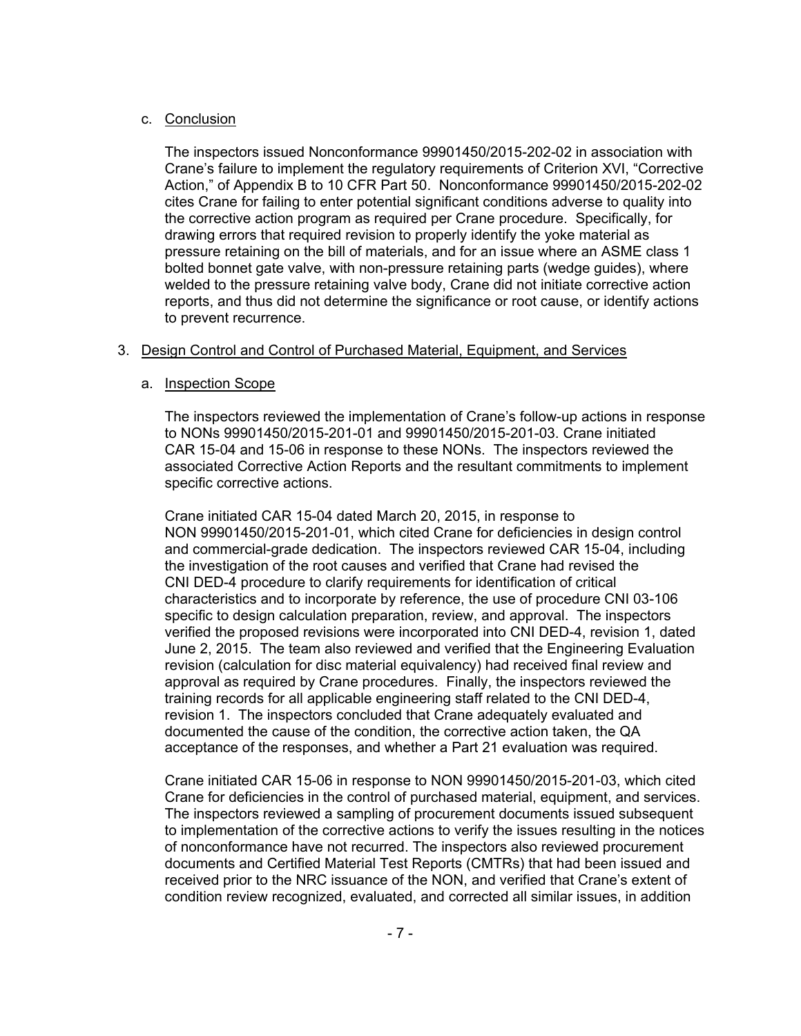c. Conclusion

The inspectors issued Nonconformance 99901450/2015-202-02 in association with Crane's failure to implement the regulatory requirements of Criterion XVI, "Corrective Action," of Appendix B to 10 CFR Part 50. Nonconformance 99901450/2015-202-02 cites Crane for failing to enter potential significant conditions adverse to quality into the corrective action program as required per Crane procedure. Specifically, for drawing errors that required revision to properly identify the yoke material as pressure retaining on the bill of materials, and for an issue where an ASME class 1 bolted bonnet gate valve, with non-pressure retaining parts (wedge guides), where welded to the pressure retaining valve body, Crane did not initiate corrective action reports, and thus did not determine the significance or root cause, or identify actions to prevent recurrence.

3. Design Control and Control of Purchased Material, Equipment, and Services

a. Inspection Scope

The inspectors reviewed the implementation of Crane's follow-up actions in response to NONs 99901450/2015-201-01 and 99901450/2015-201-03. Crane initiated CAR 15-04 and 15-06 in response to these NONs. The inspectors reviewed the associated Corrective Action Reports and the resultant commitments to implement specific corrective actions.

Crane initiated CAR 15-04 dated March 20, 2015, in response to NON 99901450/2015-201-01, which cited Crane for deficiencies in design control and commercial-grade dedication. The inspectors reviewed CAR 15-04, including the investigation of the root causes and verified that Crane had revised the CNI DED-4 procedure to clarify requirements for identification of critical characteristics and to incorporate by reference, the use of procedure CNI 03-106 specific to design calculation preparation, review, and approval. The inspectors verified the proposed revisions were incorporated into CNI DED-4, revision 1, dated June 2, 2015. The team also reviewed and verified that the Engineering Evaluation revision (calculation for disc material equivalency) had received final review and approval as required by Crane procedures. Finally, the inspectors reviewed the training records for all applicable engineering staff related to the CNI DED-4, revision 1. The inspectors concluded that Crane adequately evaluated and documented the cause of the condition, the corrective action taken, the QA acceptance of the responses, and whether a Part 21 evaluation was required.

Crane initiated CAR 15-06 in response to NON 99901450/2015-201-03, which cited Crane for deficiencies in the control of purchased material, equipment, and services. The inspectors reviewed a sampling of procurement documents issued subsequent to implementation of the corrective actions to verify the issues resulting in the notices of nonconformance have not recurred. The inspectors also reviewed procurement documents and Certified Material Test Reports (CMTRs) that had been issued and received prior to the NRC issuance of the NON, and verified that Crane's extent of condition review recognized, evaluated, and corrected all similar issues, in addition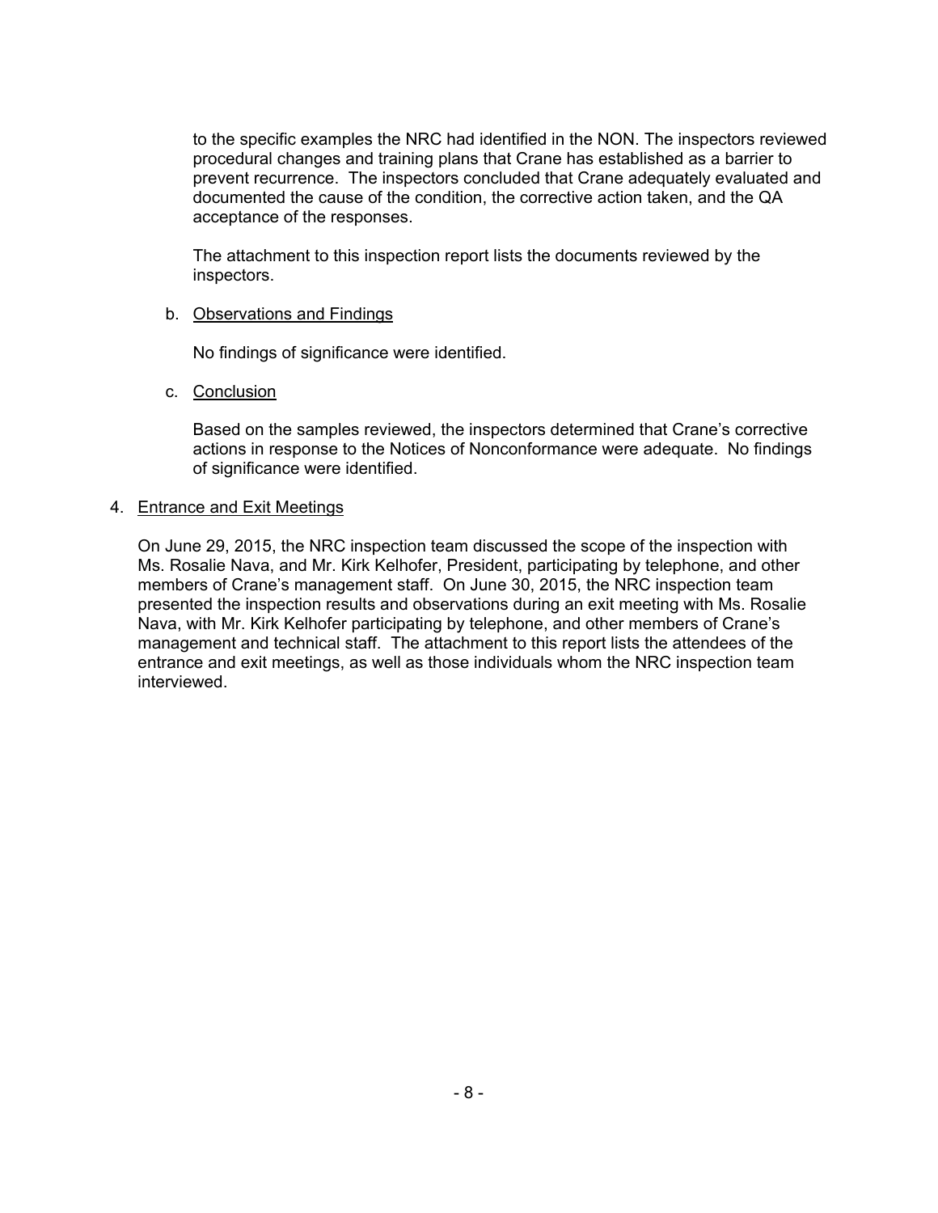to the specific examples the NRC had identified in the NON. The inspectors reviewed procedural changes and training plans that Crane has established as a barrier to prevent recurrence. The inspectors concluded that Crane adequately evaluated and documented the cause of the condition, the corrective action taken, and the QA acceptance of the responses.

The attachment to this inspection report lists the documents reviewed by the inspectors.

b. Observations and Findings

No findings of significance were identified.

c. Conclusion

Based on the samples reviewed, the inspectors determined that Crane's corrective actions in response to the Notices of Nonconformance were adequate. No findings of significance were identified.

4. Entrance and Exit Meetings

On June 29, 2015, the NRC inspection team discussed the scope of the inspection with Ms. Rosalie Nava, and Mr. Kirk Kelhofer, President, participating by telephone, and other members of Crane's management staff. On June 30, 2015, the NRC inspection team presented the inspection results and observations during an exit meeting with Ms. Rosalie Nava, with Mr. Kirk Kelhofer participating by telephone, and other members of Crane's management and technical staff. The attachment to this report lists the attendees of the entrance and exit meetings, as well as those individuals whom the NRC inspection team interviewed.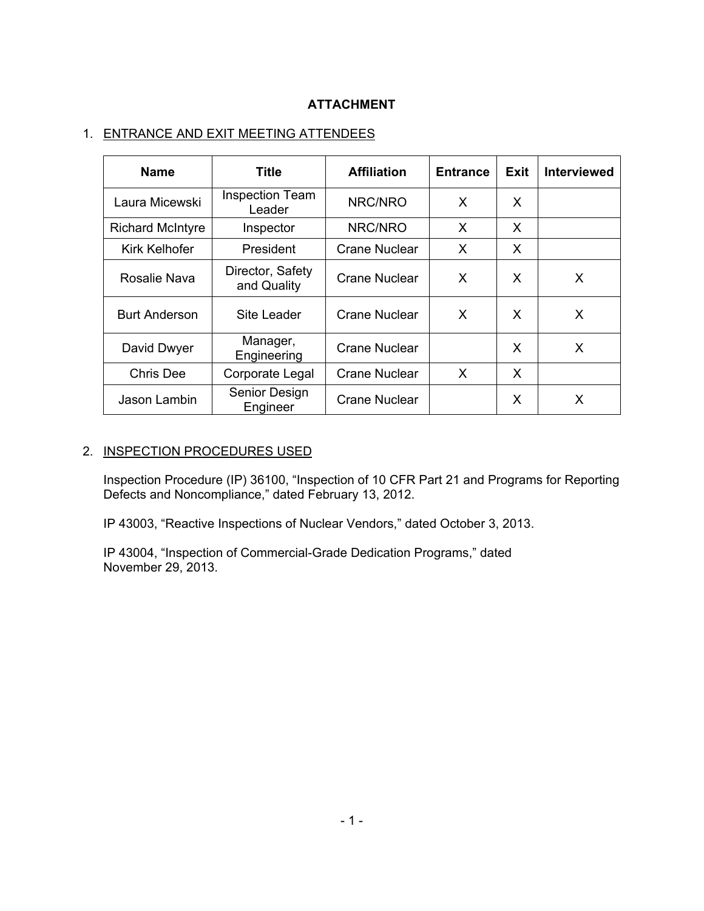# ATTACHMENT

1. ENTRANCE AND EXIT MEETING ATTENDEES

| Name | Title | Affiliation | Entrance | Exit | Interviewed |
|---|---|---|---|---|---|
| Laura Micewski | Inspection Team Leader | NRC/NRO | X | X | |
| Richard McIntyre | Inspector | NRC/NRO | X | X | |
| Kirk Kelhofer | President | Crane Nuclear | X | X | |
| Rosalie Nava | Director, Safety and Quality | Crane Nuclear | X | X | X |
| Burt Anderson | Site Leader | Crane Nuclear | X | X | X |
| David Dwyer | Manager, Engineering | Crane Nuclear | | X | X |
| Chris Dee | Corporate Legal | Crane Nuclear | X | X | |
| Jason Lambin | Senior Design Engineer | Crane Nuclear | | X | X |

2. INSPECTION PROCEDURES USED

Inspection Procedure (IP) 36100, "Inspection of 10 CFR Part 21 and Programs for Reporting Defects and Noncompliance," dated February 13, 2012.

IP 43003, "Reactive Inspections of Nuclear Vendors," dated October 3, 2013.

IP 43004, "Inspection of Commercial-Grade Dedication Programs," dated November 29, 2013.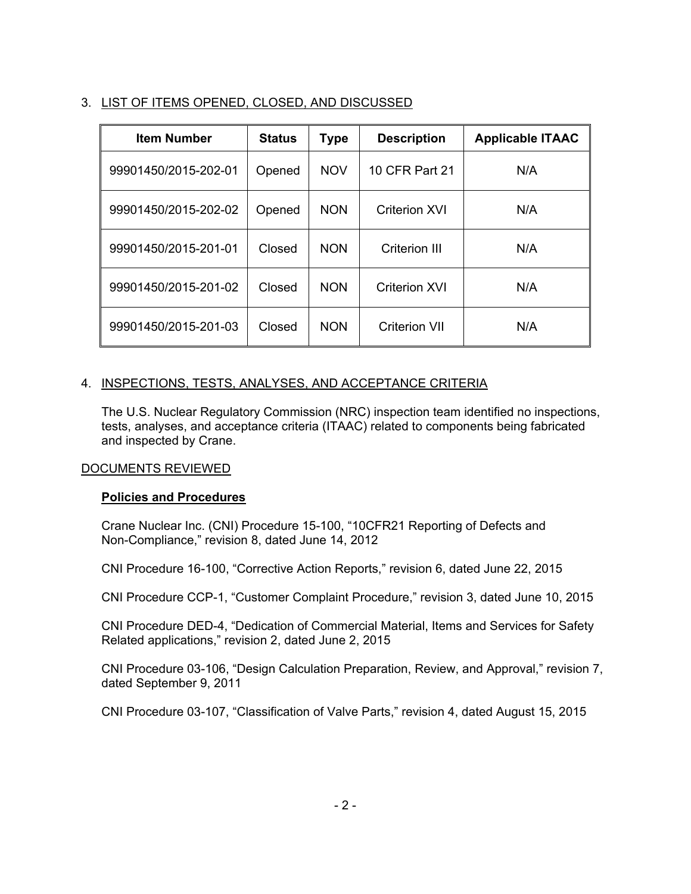## 3. LIST OF ITEMS OPENED, CLOSED, AND DISCUSSED

| Item Number | Status | Type | Description | Applicable ITAAC |
|---|---|---|---|---|
| 99901450/2015-202-01 | Opened | NOV | 10 CFR Part 21 | N/A |
| 99901450/2015-202-02 | Opened | NON | Criterion XVI | N/A |
| 99901450/2015-201-01 | Closed | NON | Criterion III | N/A |
| 99901450/2015-201-02 | Closed | NON | Criterion XVI | N/A |
| 99901450/2015-201-03 | Closed | NON | Criterion VII | N/A |

## 4. INSPECTIONS, TESTS, ANALYSES, AND ACCEPTANCE CRITERIA

The U.S. Nuclear Regulatory Commission (NRC) inspection team identified no inspections, tests, analyses, and acceptance criteria (ITAAC) related to components being fabricated and inspected by Crane.

## DOCUMENTS REVIEWED

### Policies and Procedures

Crane Nuclear Inc. (CNI) Procedure 15-100, "10CFR21 Reporting of Defects and Non-Compliance," revision 8, dated June 14, 2012

CNI Procedure 16-100, "Corrective Action Reports," revision 6, dated June 22, 2015

CNI Procedure CCP-1, "Customer Complaint Procedure," revision 3, dated June 10, 2015

CNI Procedure DED-4, "Dedication of Commercial Material, Items and Services for Safety Related applications," revision 2, dated June 2, 2015

CNI Procedure 03-106, "Design Calculation Preparation, Review, and Approval," revision 7, dated September 9, 2011

CNI Procedure 03-107, "Classification of Valve Parts," revision 4, dated August 15, 2015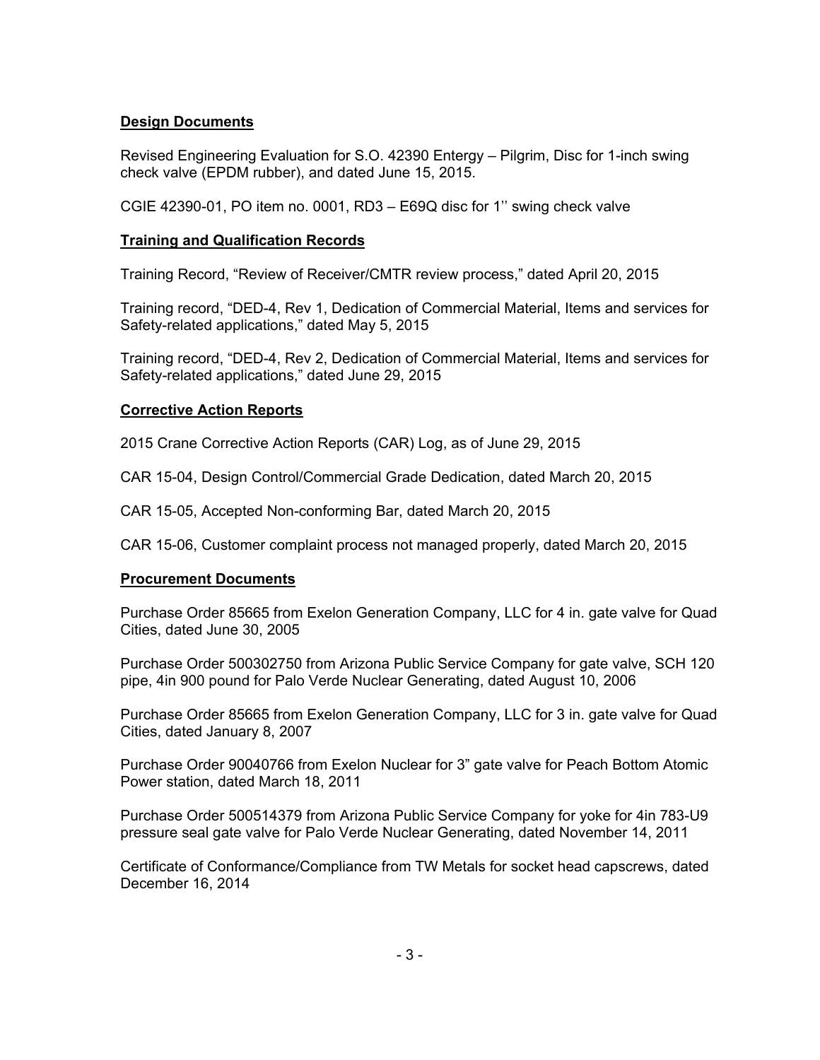**Design Documents**

Revised Engineering Evaluation for S.O. 42390 Entergy – Pilgrim, Disc for 1-inch swing check valve (EPDM rubber), and dated June 15, 2015.

CGIE 42390-01, PO item no. 0001, RD3 – E69Q disc for 1'' swing check valve

**Training and Qualification Records**

Training Record, "Review of Receiver/CMTR review process," dated April 20, 2015

Training record, "DED-4, Rev 1, Dedication of Commercial Material, Items and services for Safety-related applications," dated May 5, 2015

Training record, "DED-4, Rev 2, Dedication of Commercial Material, Items and services for Safety-related applications," dated June 29, 2015

**Corrective Action Reports**

2015 Crane Corrective Action Reports (CAR) Log, as of June 29, 2015

CAR 15-04, Design Control/Commercial Grade Dedication, dated March 20, 2015

CAR 15-05, Accepted Non-conforming Bar, dated March 20, 2015

CAR 15-06, Customer complaint process not managed properly, dated March 20, 2015

**Procurement Documents**

Purchase Order 85665 from Exelon Generation Company, LLC for 4 in. gate valve for Quad Cities, dated June 30, 2005

Purchase Order 500302750 from Arizona Public Service Company for gate valve, SCH 120 pipe, 4in 900 pound for Palo Verde Nuclear Generating, dated August 10, 2006

Purchase Order 85665 from Exelon Generation Company, LLC for 3 in. gate valve for Quad Cities, dated January 8, 2007

Purchase Order 90040766 from Exelon Nuclear for 3" gate valve for Peach Bottom Atomic Power station, dated March 18, 2011

Purchase Order 500514379 from Arizona Public Service Company for yoke for 4in 783-U9 pressure seal gate valve for Palo Verde Nuclear Generating, dated November 14, 2011

Certificate of Conformance/Compliance from TW Metals for socket head capscrews, dated December 16, 2014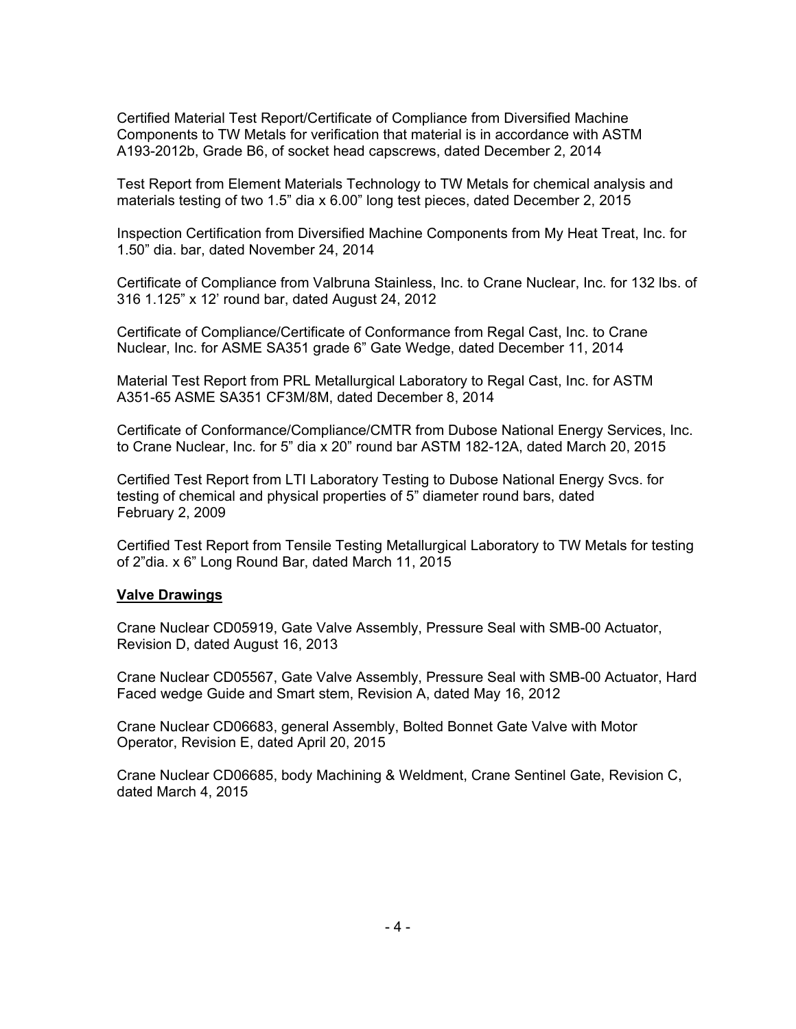Certified Material Test Report/Certificate of Compliance from Diversified Machine Components to TW Metals for verification that material is in accordance with ASTM A193-2012b, Grade B6, of socket head capscrews, dated December 2, 2014

Test Report from Element Materials Technology to TW Metals for chemical analysis and materials testing of two 1.5" dia x 6.00" long test pieces, dated December 2, 2015

Inspection Certification from Diversified Machine Components from My Heat Treat, Inc. for 1.50" dia. bar, dated November 24, 2014

Certificate of Compliance from Valbruna Stainless, Inc. to Crane Nuclear, Inc. for 132 lbs. of 316 1.125" x 12' round bar, dated August 24, 2012

Certificate of Compliance/Certificate of Conformance from Regal Cast, Inc. to Crane Nuclear, Inc. for ASME SA351 grade 6" Gate Wedge, dated December 11, 2014

Material Test Report from PRL Metallurgical Laboratory to Regal Cast, Inc. for ASTM A351-65 ASME SA351 CF3M/8M, dated December 8, 2014

Certificate of Conformance/Compliance/CMTR from Dubose National Energy Services, Inc. to Crane Nuclear, Inc. for 5" dia x 20" round bar ASTM 182-12A, dated March 20, 2015

Certified Test Report from LTI Laboratory Testing to Dubose National Energy Svcs. for testing of chemical and physical properties of 5" diameter round bars, dated February 2, 2009

Certified Test Report from Tensile Testing Metallurgical Laboratory to TW Metals for testing of 2"dia. x 6" Long Round Bar, dated March 11, 2015

**<u>Valve Drawings</u>**

Crane Nuclear CD05919, Gate Valve Assembly, Pressure Seal with SMB-00 Actuator, Revision D, dated August 16, 2013

Crane Nuclear CD05567, Gate Valve Assembly, Pressure Seal with SMB-00 Actuator, Hard Faced wedge Guide and Smart stem, Revision A, dated May 16, 2012

Crane Nuclear CD06683, general Assembly, Bolted Bonnet Gate Valve with Motor Operator, Revision E, dated April 20, 2015

Crane Nuclear CD06685, body Machining & Weldment, Crane Sentinel Gate, Revision C, dated March 4, 2015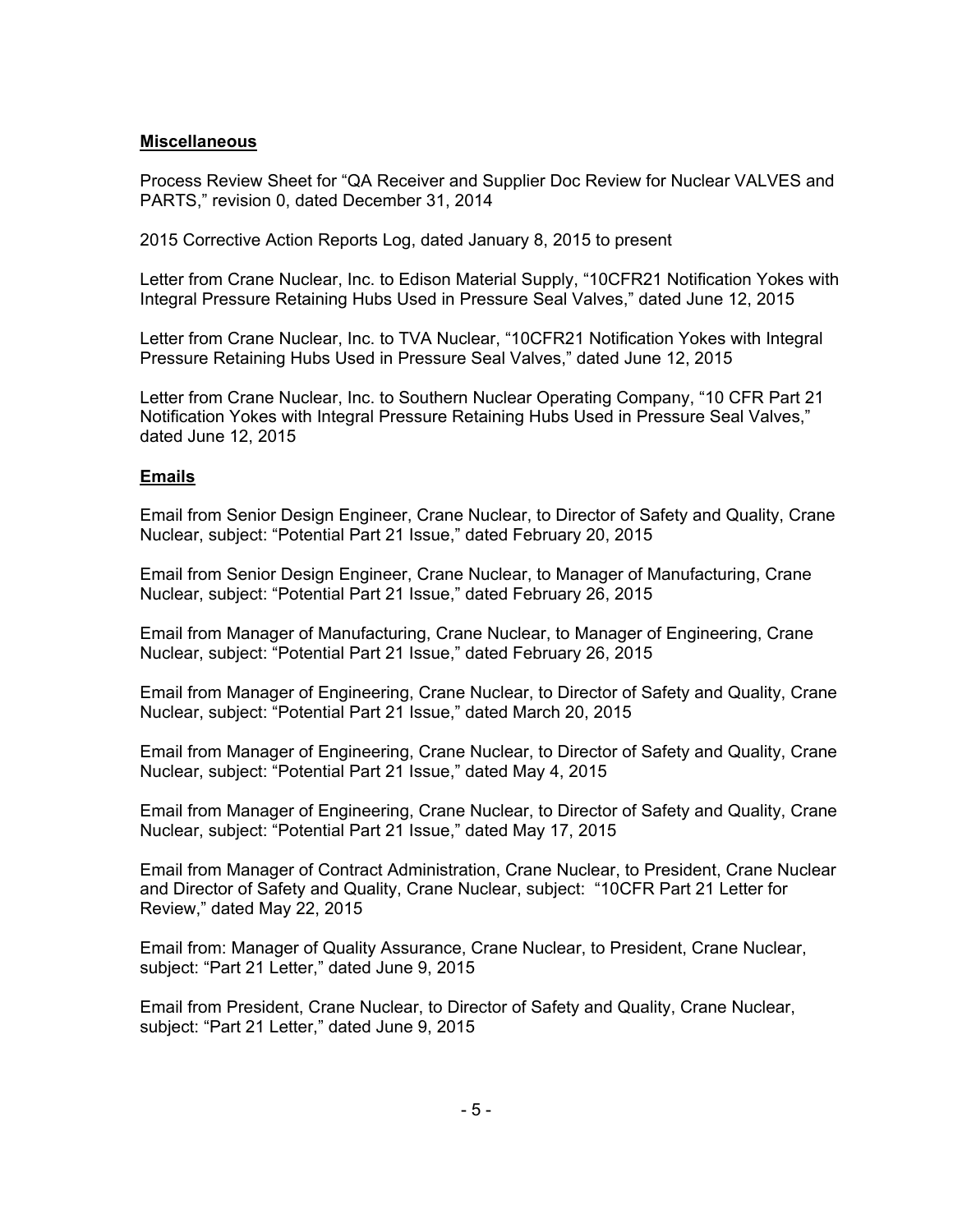**Miscellaneous**

Process Review Sheet for "QA Receiver and Supplier Doc Review for Nuclear VALVES and PARTS," revision 0, dated December 31, 2014

2015 Corrective Action Reports Log, dated January 8, 2015 to present

Letter from Crane Nuclear, Inc. to Edison Material Supply, "10CFR21 Notification Yokes with Integral Pressure Retaining Hubs Used in Pressure Seal Valves," dated June 12, 2015

Letter from Crane Nuclear, Inc. to TVA Nuclear, "10CFR21 Notification Yokes with Integral Pressure Retaining Hubs Used in Pressure Seal Valves," dated June 12, 2015

Letter from Crane Nuclear, Inc. to Southern Nuclear Operating Company, "10 CFR Part 21 Notification Yokes with Integral Pressure Retaining Hubs Used in Pressure Seal Valves," dated June 12, 2015

**Emails**

Email from Senior Design Engineer, Crane Nuclear, to Director of Safety and Quality, Crane Nuclear, subject: "Potential Part 21 Issue," dated February 20, 2015

Email from Senior Design Engineer, Crane Nuclear, to Manager of Manufacturing, Crane Nuclear, subject: "Potential Part 21 Issue," dated February 26, 2015

Email from Manager of Manufacturing, Crane Nuclear, to Manager of Engineering, Crane Nuclear, subject: "Potential Part 21 Issue," dated February 26, 2015

Email from Manager of Engineering, Crane Nuclear, to Director of Safety and Quality, Crane Nuclear, subject: "Potential Part 21 Issue," dated March 20, 2015

Email from Manager of Engineering, Crane Nuclear, to Director of Safety and Quality, Crane Nuclear, subject: "Potential Part 21 Issue," dated May 4, 2015

Email from Manager of Engineering, Crane Nuclear, to Director of Safety and Quality, Crane Nuclear, subject: "Potential Part 21 Issue," dated May 17, 2015

Email from Manager of Contract Administration, Crane Nuclear, to President, Crane Nuclear and Director of Safety and Quality, Crane Nuclear, subject: "10CFR Part 21 Letter for Review," dated May 22, 2015

Email from: Manager of Quality Assurance, Crane Nuclear, to President, Crane Nuclear, subject: "Part 21 Letter," dated June 9, 2015

Email from President, Crane Nuclear, to Director of Safety and Quality, Crane Nuclear, subject: "Part 21 Letter," dated June 9, 2015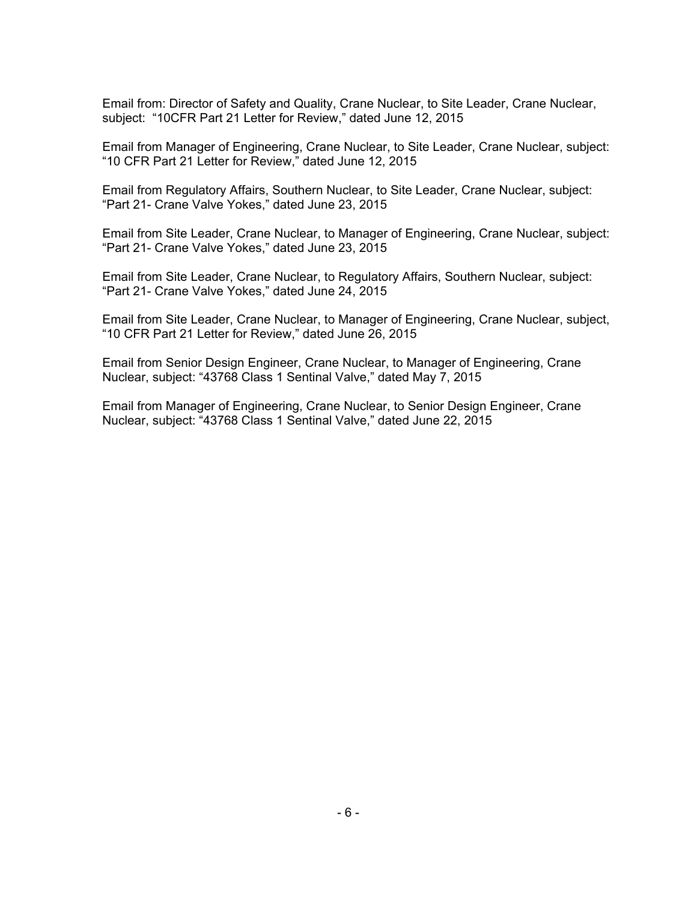Email from: Director of Safety and Quality, Crane Nuclear, to Site Leader, Crane Nuclear, subject: "10CFR Part 21 Letter for Review," dated June 12, 2015

Email from Manager of Engineering, Crane Nuclear, to Site Leader, Crane Nuclear, subject: "10 CFR Part 21 Letter for Review," dated June 12, 2015

Email from Regulatory Affairs, Southern Nuclear, to Site Leader, Crane Nuclear, subject: "Part 21- Crane Valve Yokes," dated June 23, 2015

Email from Site Leader, Crane Nuclear, to Manager of Engineering, Crane Nuclear, subject: "Part 21- Crane Valve Yokes," dated June 23, 2015

Email from Site Leader, Crane Nuclear, to Regulatory Affairs, Southern Nuclear, subject: "Part 21- Crane Valve Yokes," dated June 24, 2015

Email from Site Leader, Crane Nuclear, to Manager of Engineering, Crane Nuclear, subject, "10 CFR Part 21 Letter for Review," dated June 26, 2015

Email from Senior Design Engineer, Crane Nuclear, to Manager of Engineering, Crane Nuclear, subject: "43768 Class 1 Sentinal Valve," dated May 7, 2015

Email from Manager of Engineering, Crane Nuclear, to Senior Design Engineer, Crane Nuclear, subject: "43768 Class 1 Sentinal Valve," dated June 22, 2015